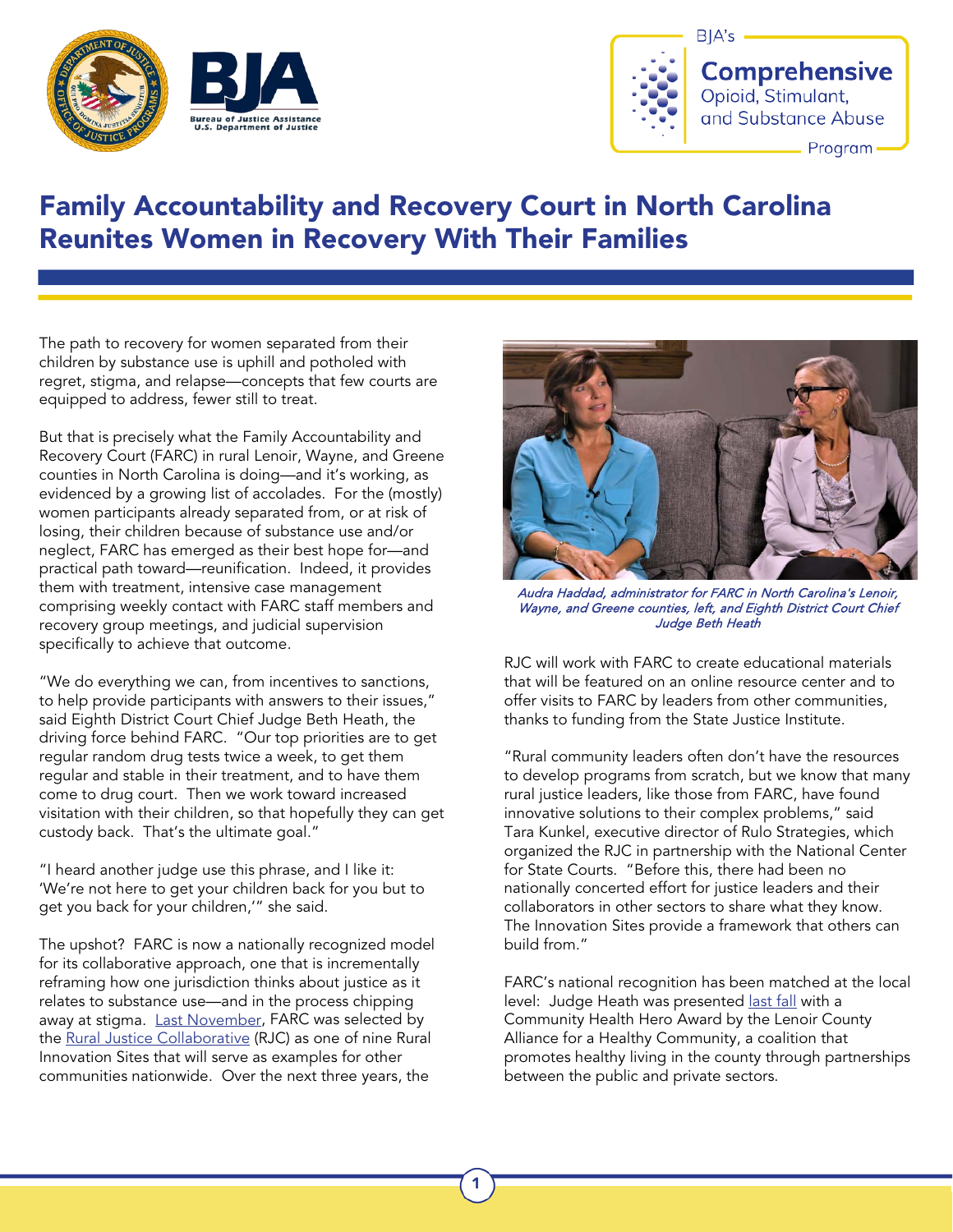BJA's **Comprehensive** Opioid, Stimulant, and Substance Abuse Program

# Family Accountability and Recovery Court in North Carolina Reunites Women in Recovery With Their Families

The path to recovery for women separated from their children by substance use is uphill and potholed with regret, stigma, and relapse—concepts that few courts are equipped to address, fewer still to treat.

But that is precisely what the Family Accountability and Recovery Court (FARC) in rural Lenoir, Wayne, and Greene counties in North Carolina is doing—and it's working, as evidenced by a growing list of accolades. For the (mostly) women participants already separated from, or at risk of losing, their children because of substance use and/or neglect, FARC has emerged as their best hope for—and practical path toward—reunification. Indeed, it provides them with treatment, intensive case management comprising weekly contact with FARC staff members and recovery group meetings, and judicial supervision specifically to achieve that outcome.

"We do everything we can, from incentives to sanctions, to help provide participants with answers to their issues," said Eighth District Court Chief Judge Beth Heath, the driving force behind FARC. "Our top priorities are to get regular random drug tests twice a week, to get them regular and stable in their treatment, and to have them come to drug court. Then we work toward increased visitation with their children, so that hopefully they can get custody back. That's the ultimate goal."

"I heard another judge use this phrase, and I like it: 'We're not here to get your children back for you but to get you back for your children,'" she said.

The upshot? FARC is now a nationally recognized model for its collaborative approach, one that is incrementally reframing how one jurisdiction thinks about justice as it relates to substance use—and in the process chipping away at stigma. Last November, FARC was selected by the Rural Justice Collaborative (RJC) as one of nine Rural Innovation Sites that will serve as examples for other communities nationwide. Over the next three years, the RJC will work with FARC to create educational materials that will be featured on an online resource center and to offer visits to FARC by leaders from other communities, thanks to funding from the State Justice Institute.

*Audra Haddad, administrator for FARC in North Carolina's Lenoir, Wayne, and Greene counties, left, and Eighth District Court Chief Judge Beth Heath*

"Rural community leaders often don't have the resources to develop programs from scratch, but we know that many rural justice leaders, like those from FARC, have found innovative solutions to their complex problems," said Tara Kunkel, executive director of Rulo Strategies, which organized the RJC in partnership with the National Center for State Courts. "Before this, there had been no nationally concerted effort for justice leaders and their collaborators in other sectors to share what they know. The Innovation Sites provide a framework that others can build from."

FARC's national recognition has been matched at the local level: Judge Heath was presented last fall with a Community Health Hero Award by the Lenoir County Alliance for a Healthy Community, a coalition that promotes healthy living in the county through partnerships between the public and private sectors.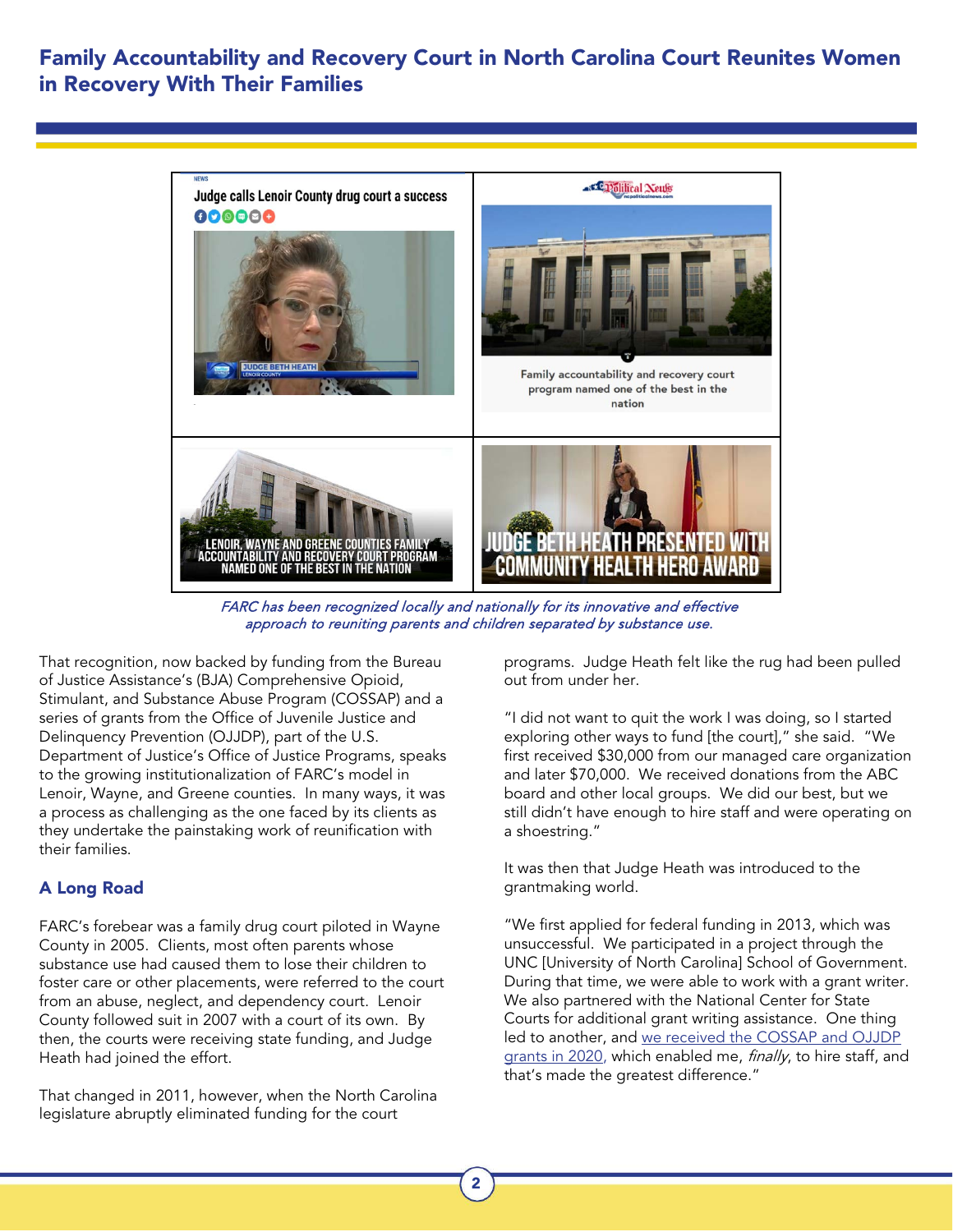# Family Accountability and Recovery Court in North Carolina Court Reunites Women in Recovery With Their Families

*FARC has been recognized locally and nationally for its innovative and effective approach to reuniting parents and children separated by substance use.*

That recognition, now backed by funding from the Bureau of Justice Assistance's (BJA) Comprehensive Opioid, Stimulant, and Substance Abuse Program (COSSAP) and a series of grants from the Office of Juvenile Justice and Delinquency Prevention (OJJDP), part of the U.S. Department of Justice's Office of Justice Programs, speaks to the growing institutionalization of FARC's model in Lenoir, Wayne, and Greene counties. In many ways, it was a process as challenging as the one faced by its clients as they undertake the painstaking work of reunification with their families.

## A Long Road

FARC's forebear was a family drug court piloted in Wayne County in 2005. Clients, most often parents whose substance use had caused them to lose their children to foster care or other placements, were referred to the court from an abuse, neglect, and dependency court. Lenoir County followed suit in 2007 with a court of its own. By then, the courts were receiving state funding, and Judge Heath had joined the effort.

That changed in 2011, however, when the North Carolina legislature abruptly eliminated funding for the court programs. Judge Heath felt like the rug had been pulled out from under her.

"I did not want to quit the work I was doing, so I started exploring other ways to fund [the court]," she said. "We first received $30,000 from our managed care organization and later $70,000. We received donations from the ABC board and other local groups. We did our best, but we still didn't have enough to hire staff and were operating on a shoestring."

It was then that Judge Heath was introduced to the grantmaking world.

"We first applied for federal funding in 2013, which was unsuccessful. We participated in a project through the UNC [University of North Carolina] School of Government. During that time, we were able to work with a grant writer. We also partnered with the National Center for State Courts for additional grant writing assistance. One thing led to another, and we received the COSSAP and OJJDP grants in 2020, which enabled me, *finally*, to hire staff, and that's made the greatest difference."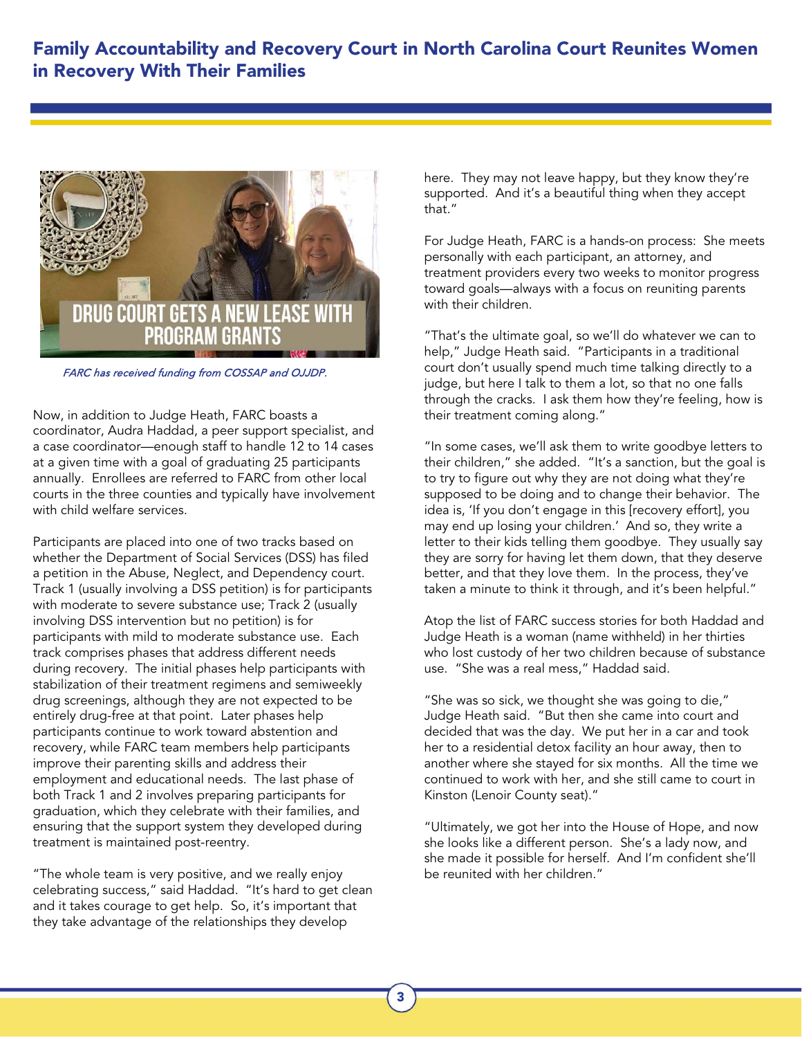## Family Accountability and Recovery Court in North Carolina Court Reunites Women in Recovery With Their Families

DRUG COURT GETS A NEW LEASE WITH PROGRAM GRANTS

*FARC has received funding from COSSAP and OJJDP.*

Now, in addition to Judge Heath, FARC boasts a coordinator, Audra Haddad, a peer support specialist, and a case coordinator—enough staff to handle 12 to 14 cases at a given time with a goal of graduating 25 participants annually. Enrollees are referred to FARC from other local courts in the three counties and typically have involvement with child welfare services.

Participants are placed into one of two tracks based on whether the Department of Social Services (DSS) has filed a petition in the Abuse, Neglect, and Dependency court. Track 1 (usually involving a DSS petition) is for participants with moderate to severe substance use; Track 2 (usually involving DSS intervention but no petition) is for participants with mild to moderate substance use. Each track comprises phases that address different needs during recovery. The initial phases help participants with stabilization of their treatment regimens and semiweekly drug screenings, although they are not expected to be entirely drug-free at that point. Later phases help participants continue to work toward abstention and recovery, while FARC team members help participants improve their parenting skills and address their employment and educational needs. The last phase of both Track 1 and 2 involves preparing participants for graduation, which they celebrate with their families, and ensuring that the support system they developed during treatment is maintained post-reentry.

"The whole team is very positive, and we really enjoy celebrating success," said Haddad. "It's hard to get clean and it takes courage to get help. So, it's important that they take advantage of the relationships they develop here. They may not leave happy, but they know they're supported. And it's a beautiful thing when they accept that."

For Judge Heath, FARC is a hands-on process: She meets personally with each participant, an attorney, and treatment providers every two weeks to monitor progress toward goals—always with a focus on reuniting parents with their children.

"That's the ultimate goal, so we'll do whatever we can to help," Judge Heath said. "Participants in a traditional court don't usually spend much time talking directly to a judge, but here I talk to them a lot, so that no one falls through the cracks. I ask them how they're feeling, how is their treatment coming along."

"In some cases, we'll ask them to write goodbye letters to their children," she added. "It's a sanction, but the goal is to try to figure out why they are not doing what they're supposed to be doing and to change their behavior. The idea is, 'If you don't engage in this [recovery effort], you may end up losing your children.' And so, they write a letter to their kids telling them goodbye. They usually say they are sorry for having let them down, that they deserve better, and that they love them. In the process, they've taken a minute to think it through, and it's been helpful."

Atop the list of FARC success stories for both Haddad and Judge Heath is a woman (name withheld) in her thirties who lost custody of her two children because of substance use. "She was a real mess," Haddad said.

"She was so sick, we thought she was going to die," Judge Heath said. "But then she came into court and decided that was the day. We put her in a car and took her to a residential detox facility an hour away, then to another where she stayed for six months. All the time we continued to work with her, and she still came to court in Kinston (Lenoir County seat)."

"Ultimately, we got her into the House of Hope, and now she looks like a different person. She's a lady now, and she made it possible for herself. And I'm confident she'll be reunited with her children."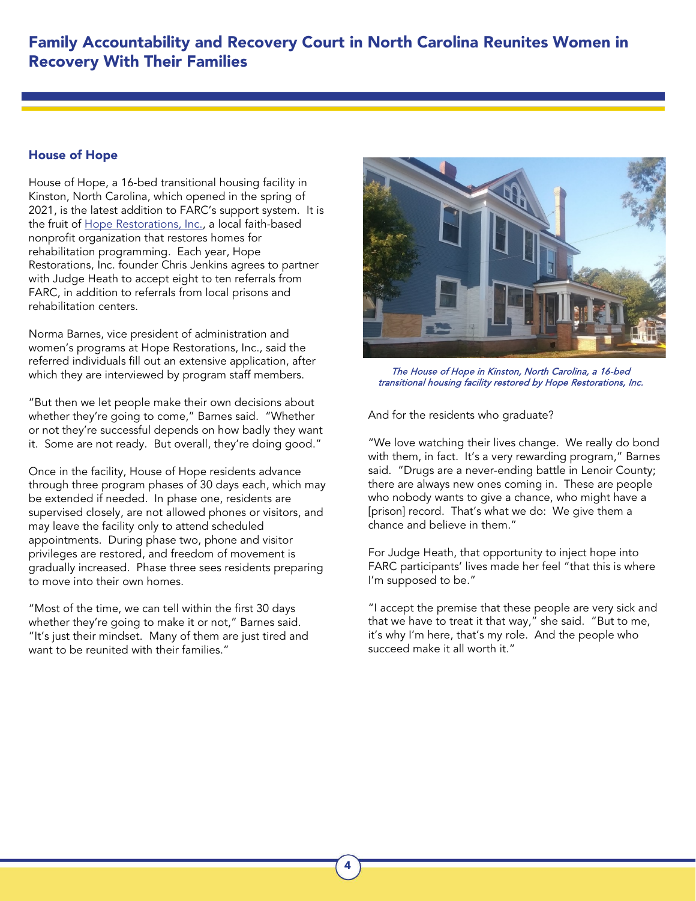# Family Accountability and Recovery Court in North Carolina Reunites Women in Recovery With Their Families

## House of Hope

House of Hope, a 16-bed transitional housing facility in Kinston, North Carolina, which opened in the spring of 2021, is the latest addition to FARC's support system. It is the fruit of Hope Restorations, Inc., a local faith-based nonprofit organization that restores homes for rehabilitation programming. Each year, Hope Restorations, Inc. founder Chris Jenkins agrees to partner with Judge Heath to accept eight to ten referrals from FARC, in addition to referrals from local prisons and rehabilitation centers.

Norma Barnes, vice president of administration and women's programs at Hope Restorations, Inc., said the referred individuals fill out an extensive application, after which they are interviewed by program staff members.

"But then we let people make their own decisions about whether they're going to come," Barnes said. "Whether or not they're successful depends on how badly they want it. Some are not ready. But overall, they're doing good."

Once in the facility, House of Hope residents advance through three program phases of 30 days each, which may be extended if needed. In phase one, residents are supervised closely, are not allowed phones or visitors, and may leave the facility only to attend scheduled appointments. During phase two, phone and visitor privileges are restored, and freedom of movement is gradually increased. Phase three sees residents preparing to move into their own homes.

"Most of the time, we can tell within the first 30 days whether they're going to make it or not," Barnes said. "It's just their mindset. Many of them are just tired and want to be reunited with their families."

*The House of Hope in Kinston, North Carolina, a 16-bed transitional housing facility restored by Hope Restorations, Inc.*

And for the residents who graduate?

"We love watching their lives change. We really do bond with them, in fact. It's a very rewarding program," Barnes said. "Drugs are a never-ending battle in Lenoir County; there are always new ones coming in. These are people who nobody wants to give a chance, who might have a [prison] record. That's what we do: We give them a chance and believe in them."

For Judge Heath, that opportunity to inject hope into FARC participants' lives made her feel "that this is where I'm supposed to be."

"I accept the premise that these people are very sick and that we have to treat it that way," she said. "But to me, it's why I'm here, that's my role. And the people who succeed make it all worth it."